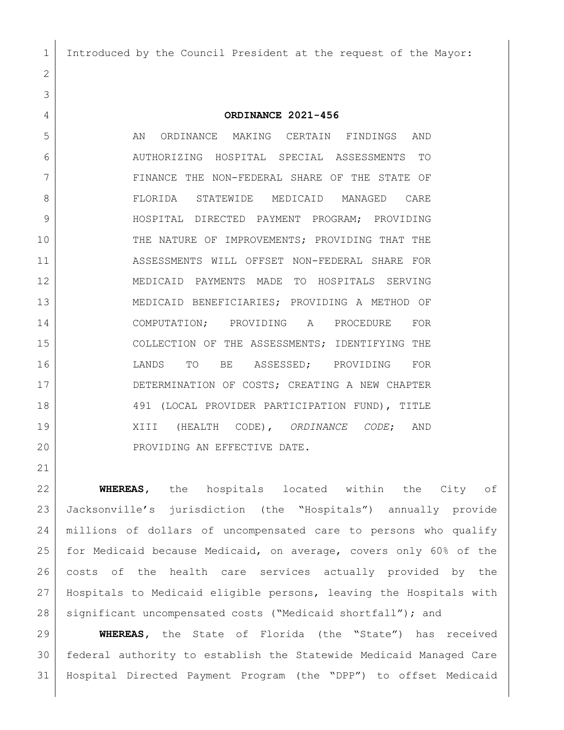Introduced by the Council President at the request of the Mayor:

**ORDINANCE 2021-456**

AN ORDINANCE MAKING CERTAIN FINDINGS AND AUTHORIZING HOSPITAL SPECIAL ASSESSMENTS TO FINANCE THE NON-FEDERAL SHARE OF THE STATE OF FLORIDA STATEWIDE MEDICAID MANAGED CARE HOSPITAL DIRECTED PAYMENT PROGRAM; PROVIDING THE NATURE OF IMPROVEMENTS; PROVIDING THAT THE ASSESSMENTS WILL OFFSET NON-FEDERAL SHARE FOR MEDICAID PAYMENTS MADE TO HOSPITALS SERVING MEDICAID BENEFICIARIES; PROVIDING A METHOD OF COMPUTATION; PROVIDING A PROCEDURE FOR COLLECTION OF THE ASSESSMENTS; IDENTIFYING THE LANDS TO BE ASSESSED; PROVIDING FOR DETERMINATION OF COSTS; CREATING A NEW CHAPTER 491 (LOCAL PROVIDER PARTICIPATION FUND), TITLE XIII (HEALTH CODE), *ORDINANCE CODE*; AND PROVIDING AN EFFECTIVE DATE.

**WHEREAS**, the hospitals located within the City of Jacksonville's jurisdiction (the "Hospitals") annually provide millions of dollars of uncompensated care to persons who qualify for Medicaid because Medicaid, on average, covers only 60% of the costs of the health care services actually provided by the Hospitals to Medicaid eligible persons, leaving the Hospitals with significant uncompensated costs ("Medicaid shortfall"); and

**WHEREAS**, the State of Florida (the "State") has received federal authority to establish the Statewide Medicaid Managed Care Hospital Directed Payment Program (the "DPP") to offset Medicaid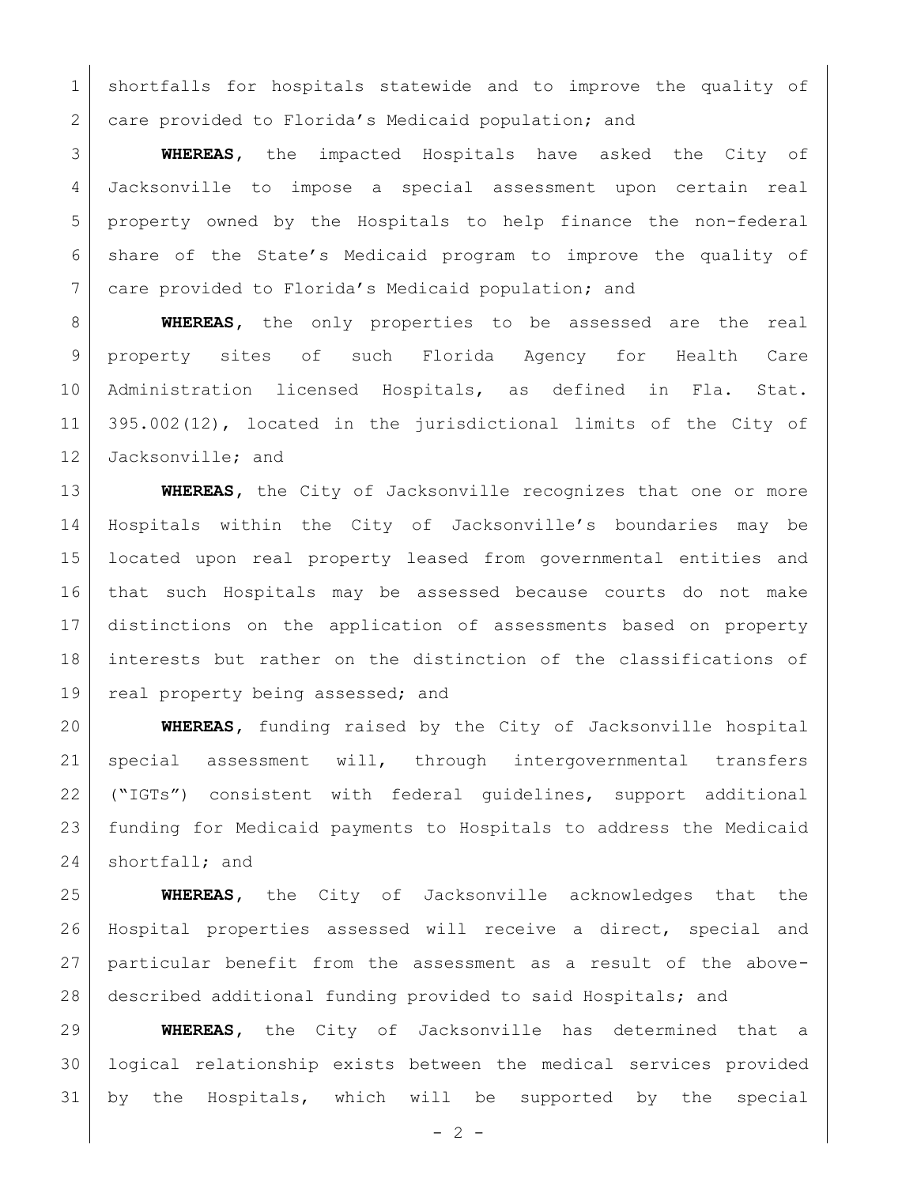shortfalls for hospitals statewide and to improve the quality of care provided to Florida's Medicaid population; and

**WHEREAS**, the impacted Hospitals have asked the City of Jacksonville to impose a special assessment upon certain real property owned by the Hospitals to help finance the non-federal share of the State's Medicaid program to improve the quality of care provided to Florida's Medicaid population; and

**WHEREAS**, the only properties to be assessed are the real property sites of such Florida Agency for Health Care Administration licensed Hospitals, as defined in Fla. Stat. 395.002(12), located in the jurisdictional limits of the City of Jacksonville; and

**WHEREAS**, the City of Jacksonville recognizes that one or more Hospitals within the City of Jacksonville's boundaries may be located upon real property leased from governmental entities and that such Hospitals may be assessed because courts do not make distinctions on the application of assessments based on property interests but rather on the distinction of the classifications of real property being assessed; and

**WHEREAS**, funding raised by the City of Jacksonville hospital special assessment will, through intergovernmental transfers ("IGTs") consistent with federal guidelines, support additional funding for Medicaid payments to Hospitals to address the Medicaid shortfall; and

**WHEREAS**, the City of Jacksonville acknowledges that the Hospital properties assessed will receive a direct, special and particular benefit from the assessment as a result of the above-described additional funding provided to said Hospitals; and

**WHEREAS**, the City of Jacksonville has determined that a logical relationship exists between the medical services provided by the Hospitals, which will be supported by the special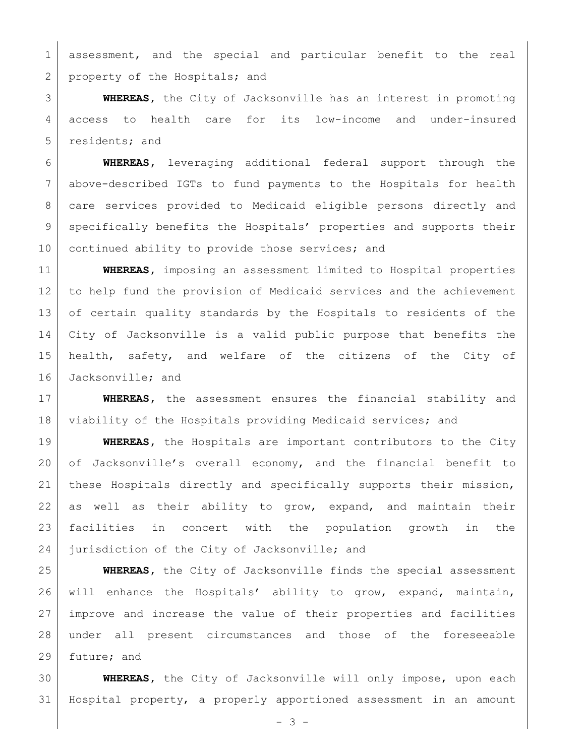assessment, and the special and particular benefit to the real property of the Hospitals; and

**WHEREAS**, the City of Jacksonville has an interest in promoting access to health care for its low-income and under-insured residents; and

**WHEREAS**, leveraging additional federal support through the above-described IGTs to fund payments to the Hospitals for health care services provided to Medicaid eligible persons directly and specifically benefits the Hospitals' properties and supports their continued ability to provide those services; and

**WHEREAS**, imposing an assessment limited to Hospital properties to help fund the provision of Medicaid services and the achievement of certain quality standards by the Hospitals to residents of the City of Jacksonville is a valid public purpose that benefits the health, safety, and welfare of the citizens of the City of Jacksonville; and

**WHEREAS**, the assessment ensures the financial stability and viability of the Hospitals providing Medicaid services; and

**WHEREAS**, the Hospitals are important contributors to the City of Jacksonville's overall economy, and the financial benefit to these Hospitals directly and specifically supports their mission, as well as their ability to grow, expand, and maintain their facilities in concert with the population growth in the jurisdiction of the City of Jacksonville; and

**WHEREAS**, the City of Jacksonville finds the special assessment will enhance the Hospitals' ability to grow, expand, maintain, improve and increase the value of their properties and facilities under all present circumstances and those of the foreseeable future; and

**WHEREAS**, the City of Jacksonville will only impose, upon each Hospital property, a properly apportioned assessment in an amount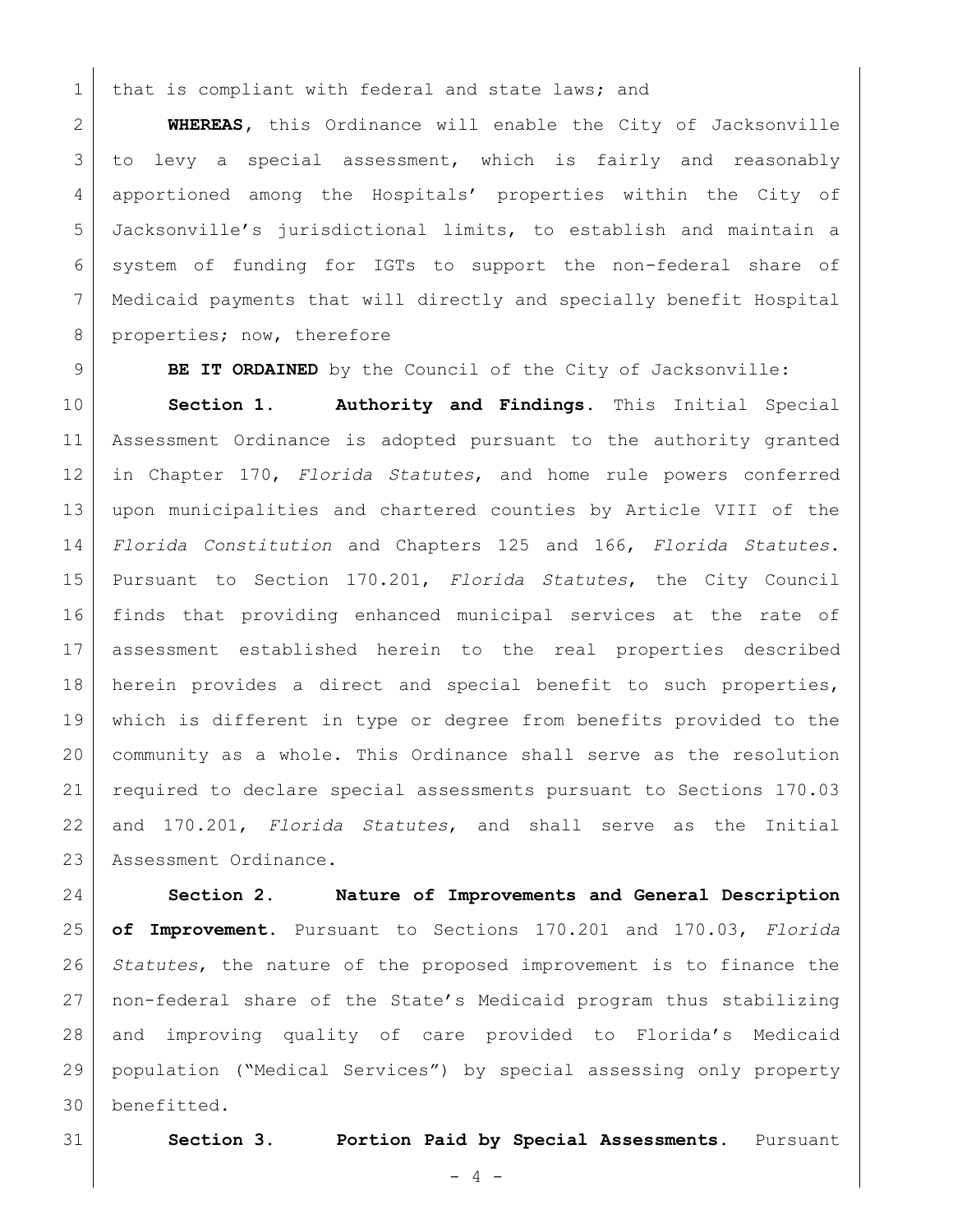that is compliant with federal and state laws; and

**WHEREAS**, this Ordinance will enable the City of Jacksonville to levy a special assessment, which is fairly and reasonably apportioned among the Hospitals' properties within the City of Jacksonville's jurisdictional limits, to establish and maintain a system of funding for IGTs to support the non-federal share of Medicaid payments that will directly and specially benefit Hospital properties; now, therefore

**BE IT ORDAINED** by the Council of the City of Jacksonville:

**Section 1. Authority and Findings.** This Initial Special Assessment Ordinance is adopted pursuant to the authority granted in Chapter 170, *Florida Statutes*, and home rule powers conferred upon municipalities and chartered counties by Article VIII of the *Florida Constitution* and Chapters 125 and 166, *Florida Statutes*. Pursuant to Section 170.201, *Florida Statutes*, the City Council finds that providing enhanced municipal services at the rate of assessment established herein to the real properties described herein provides a direct and special benefit to such properties, which is different in type or degree from benefits provided to the community as a whole. This Ordinance shall serve as the resolution required to declare special assessments pursuant to Sections 170.03 and 170.201, *Florida Statutes*, and shall serve as the Initial Assessment Ordinance.

**Section 2. Nature of Improvements and General Description of Improvement.** Pursuant to Sections 170.201 and 170.03, *Florida Statutes*, the nature of the proposed improvement is to finance the non-federal share of the State's Medicaid program thus stabilizing and improving quality of care provided to Florida's Medicaid population ("Medical Services") by special assessing only property benefitted.

**Section 3. Portion Paid by Special Assessments.** Pursuant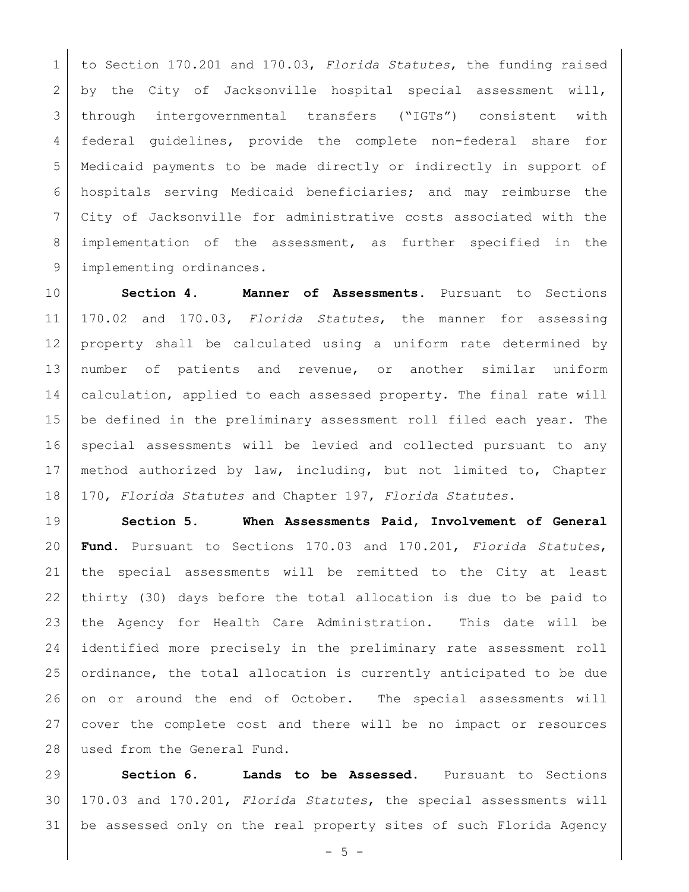to Section 170.201 and 170.03, *Florida Statutes*, the funding raised by the City of Jacksonville hospital special assessment will, through intergovernmental transfers ("IGTs") consistent with federal guidelines, provide the complete non-federal share for Medicaid payments to be made directly or indirectly in support of hospitals serving Medicaid beneficiaries; and may reimburse the City of Jacksonville for administrative costs associated with the implementation of the assessment, as further specified in the implementing ordinances.

**Section 4. Manner of Assessments.** Pursuant to Sections 170.02 and 170.03, *Florida Statutes*, the manner for assessing property shall be calculated using a uniform rate determined by number of patients and revenue, or another similar uniform calculation, applied to each assessed property. The final rate will be defined in the preliminary assessment roll filed each year. The special assessments will be levied and collected pursuant to any method authorized by law, including, but not limited to, Chapter 170, *Florida Statutes* and Chapter 197, *Florida Statutes*.

**Section 5. When Assessments Paid, Involvement of General Fund.** Pursuant to Sections 170.03 and 170.201, *Florida Statutes*, the special assessments will be remitted to the City at least thirty (30) days before the total allocation is due to be paid to the Agency for Health Care Administration. This date will be identified more precisely in the preliminary rate assessment roll ordinance, the total allocation is currently anticipated to be due on or around the end of October. The special assessments will cover the complete cost and there will be no impact or resources used from the General Fund.

**Section 6. Lands to be Assessed.** Pursuant to Sections 170.03 and 170.201, *Florida Statutes*, the special assessments will be assessed only on the real property sites of such Florida Agency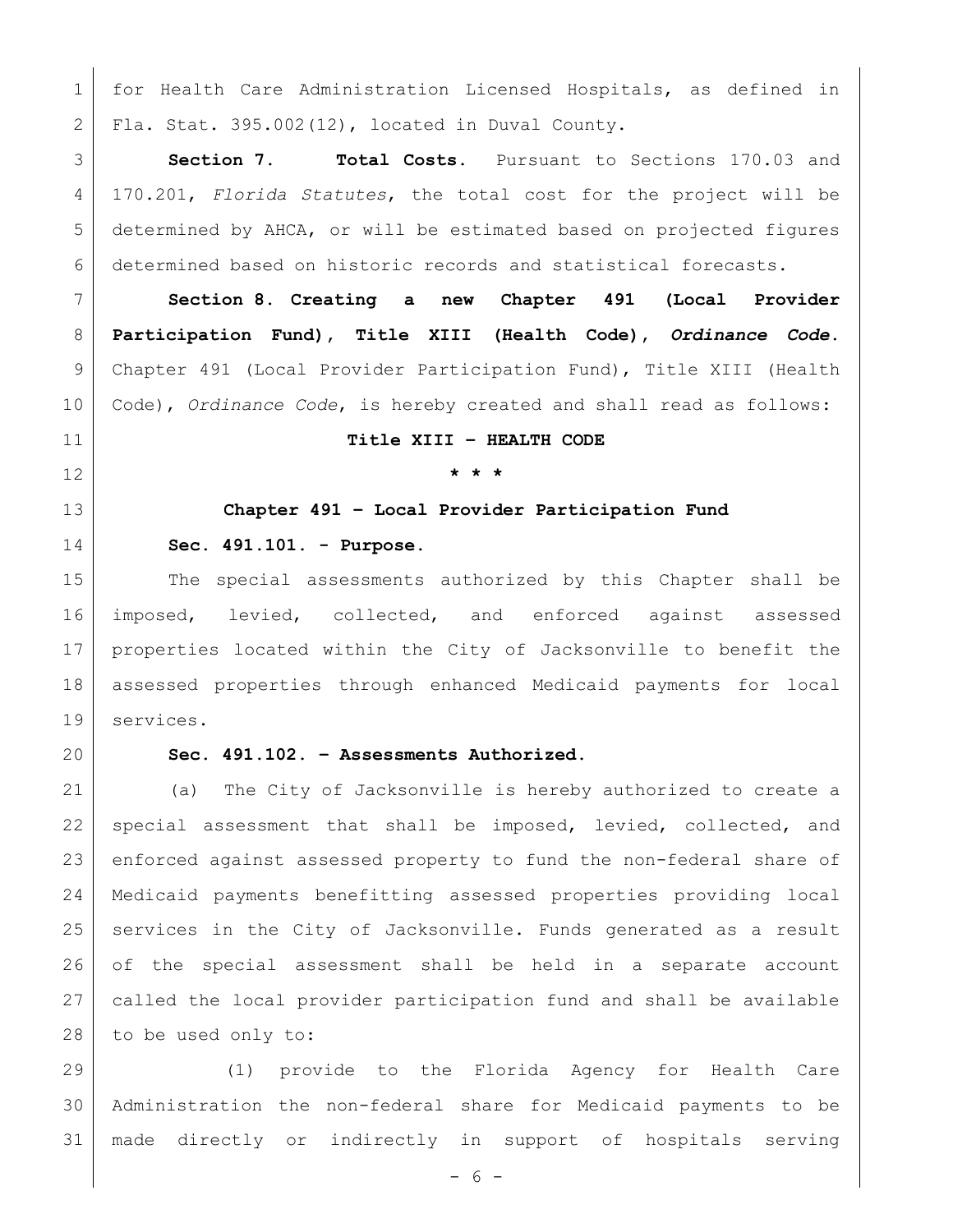for Health Care Administration Licensed Hospitals, as defined in Fla. Stat. 395.002(12), located in Duval County.

**Section 7. Total Costs.** Pursuant to Sections 170.03 and 170.201, *Florida Statutes*, the total cost for the project will be determined by AHCA, or will be estimated based on projected figures determined based on historic records and statistical forecasts.

**Section 8. Creating a new Chapter 491 (Local Provider Participation Fund), Title XIII (Health Code), *Ordinance Code*.** Chapter 491 (Local Provider Participation Fund), Title XIII (Health Code), *Ordinance Code*, is hereby created and shall read as follows:

**Title XIII – HEALTH CODE**

**\* \* \***

**Chapter 491 – Local Provider Participation Fund**

**Sec. 491.101. - Purpose.**

The special assessments authorized by this Chapter shall be imposed, levied, collected, and enforced against assessed properties located within the City of Jacksonville to benefit the assessed properties through enhanced Medicaid payments for local services.

**Sec. 491.102. – Assessments Authorized.**

(a) The City of Jacksonville is hereby authorized to create a special assessment that shall be imposed, levied, collected, and enforced against assessed property to fund the non-federal share of Medicaid payments benefitting assessed properties providing local services in the City of Jacksonville. Funds generated as a result of the special assessment shall be held in a separate account called the local provider participation fund and shall be available to be used only to:

(1) provide to the Florida Agency for Health Care Administration the non-federal share for Medicaid payments to be made directly or indirectly in support of hospitals serving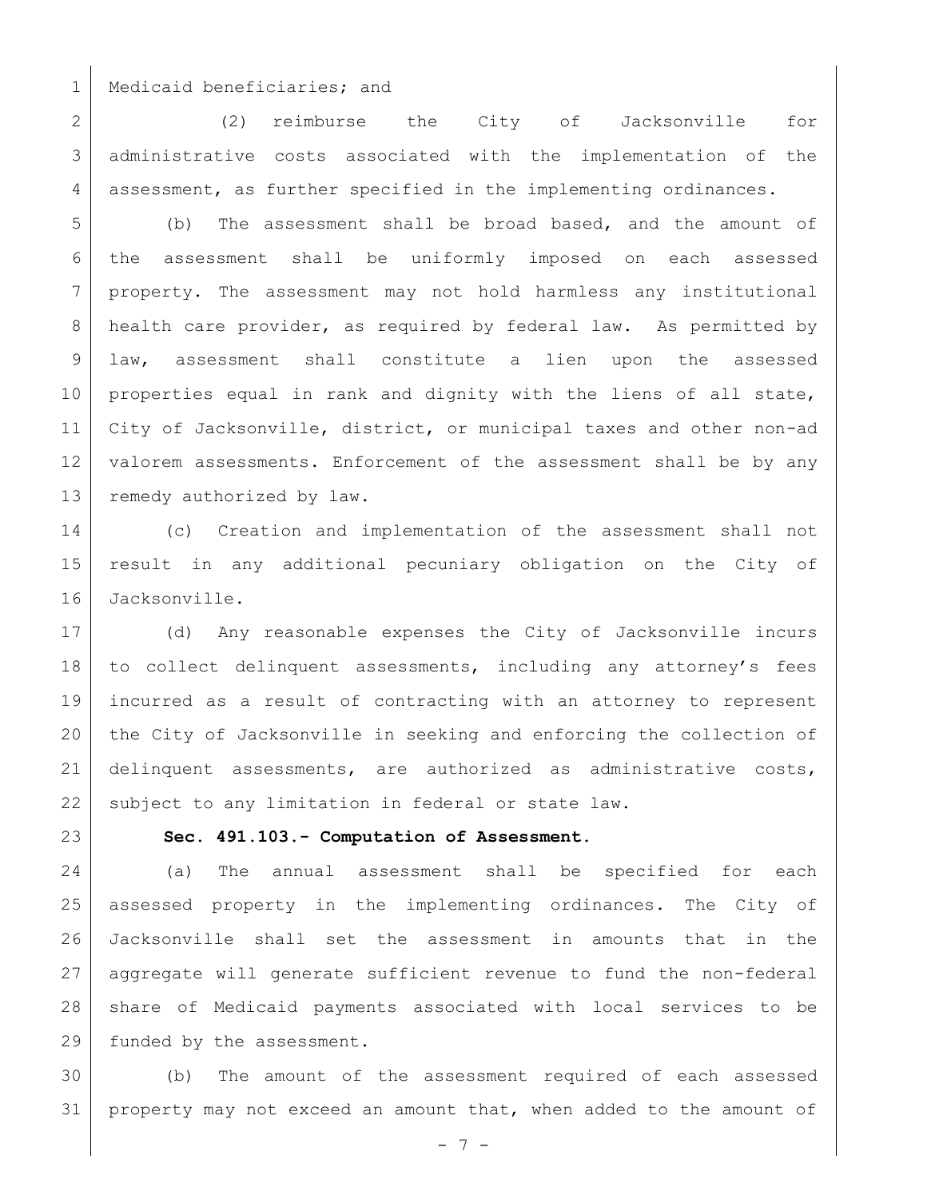Medicaid beneficiaries; and

(2) reimburse the City of Jacksonville for administrative costs associated with the implementation of the assessment, as further specified in the implementing ordinances.

(b) The assessment shall be broad based, and the amount of the assessment shall be uniformly imposed on each assessed property. The assessment may not hold harmless any institutional health care provider, as required by federal law. As permitted by law, assessment shall constitute a lien upon the assessed properties equal in rank and dignity with the liens of all state, City of Jacksonville, district, or municipal taxes and other non-ad valorem assessments. Enforcement of the assessment shall be by any remedy authorized by law.

(c) Creation and implementation of the assessment shall not result in any additional pecuniary obligation on the City of Jacksonville.

(d) Any reasonable expenses the City of Jacksonville incurs to collect delinquent assessments, including any attorney's fees incurred as a result of contracting with an attorney to represent the City of Jacksonville in seeking and enforcing the collection of delinquent assessments, are authorized as administrative costs, subject to any limitation in federal or state law.

**Sec. 491.103.- Computation of Assessment.**

(a) The annual assessment shall be specified for each assessed property in the implementing ordinances. The City of Jacksonville shall set the assessment in amounts that in the aggregate will generate sufficient revenue to fund the non-federal share of Medicaid payments associated with local services to be funded by the assessment.

(b) The amount of the assessment required of each assessed property may not exceed an amount that, when added to the amount of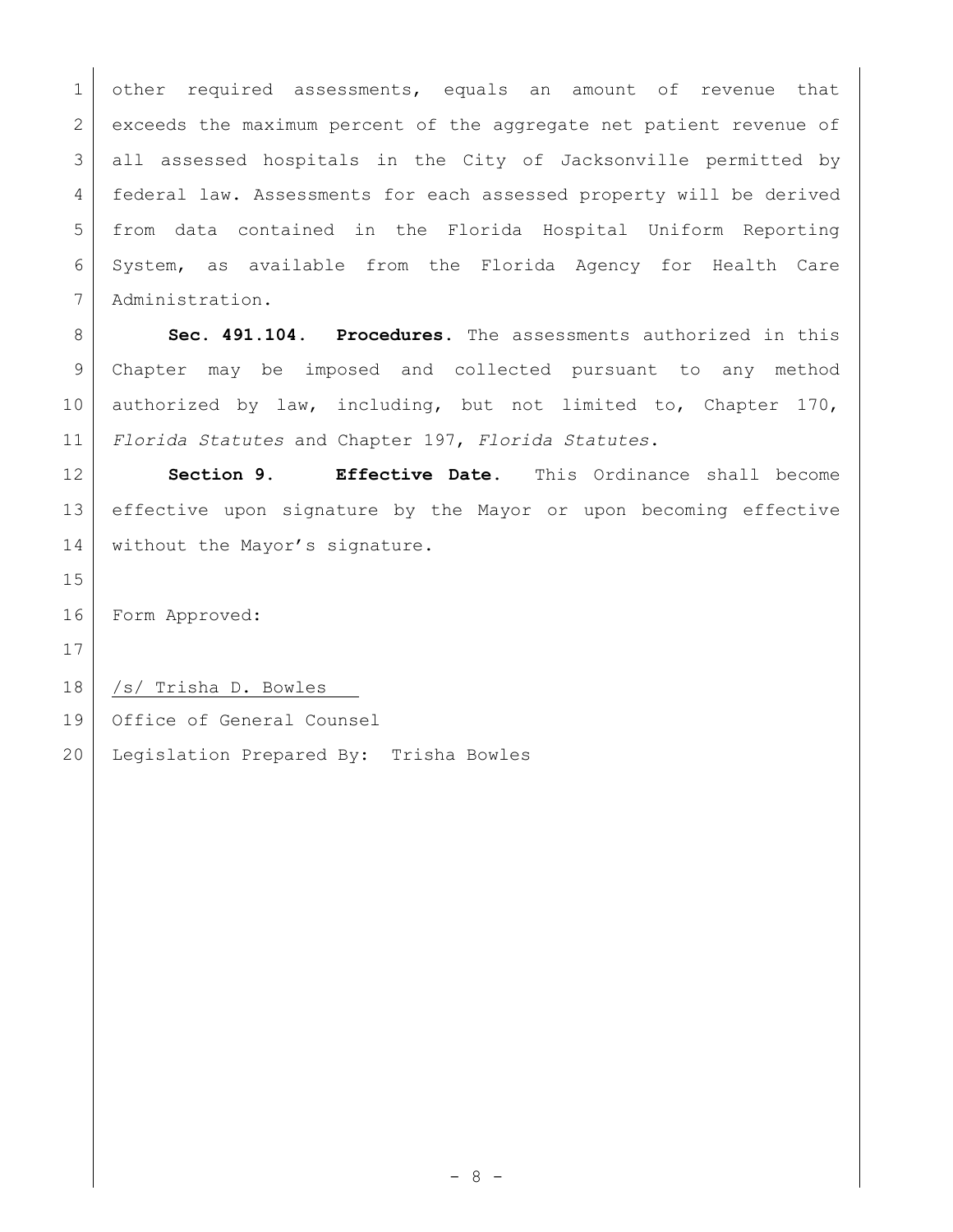other required assessments, equals an amount of revenue that exceeds the maximum percent of the aggregate net patient revenue of all assessed hospitals in the City of Jacksonville permitted by federal law. Assessments for each assessed property will be derived from data contained in the Florida Hospital Uniform Reporting System, as available from the Florida Agency for Health Care Administration.

**Sec. 491.104. Procedures.** The assessments authorized in this Chapter may be imposed and collected pursuant to any method authorized by law, including, but not limited to, Chapter 170, *Florida Statutes* and Chapter 197, *Florida Statutes*.

**Section 9. Effective Date.** This Ordinance shall become effective upon signature by the Mayor or upon becoming effective without the Mayor's signature.

Form Approved:

/s/ Trisha D. Bowles

Office of General Counsel

Legislation Prepared By: Trisha Bowles